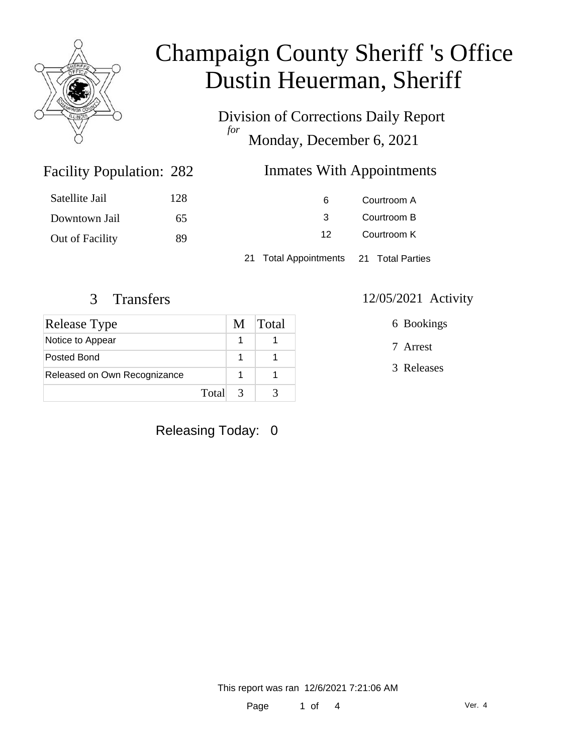# Champaign County Sheriff 's Office
# Dustin Heuerman, Sheriff

Division of Corrections Daily Report
*for*
Monday, December 6, 2021

## Facility Population: 282

| | |
|---|---|
| Satellite Jail | 128 |
| Downtown Jail | 65 |
| Out of Facility | 89 |

## Inmates With Appointments

| | |
|---|---|
| 6 | Courtroom A |
| 3 | Courtroom B |
| 12 | Courtroom K |

21 Total Appointments 21 Total Parties

## 3 Transfers

| Release Type | M | Total |
|---|---|---|
| Notice to Appear | 1 | 1 |
| Posted Bond | 1 | 1 |
| Released on Own Recognizance | 1 | 1 |
| Total | 3 | 3 |

## 12/05/2021 Activity

6 Bookings

7 Arrest

3 Releases

Releasing Today: 0

This report was ran 12/6/2021 7:21:06 AM

Ver. 4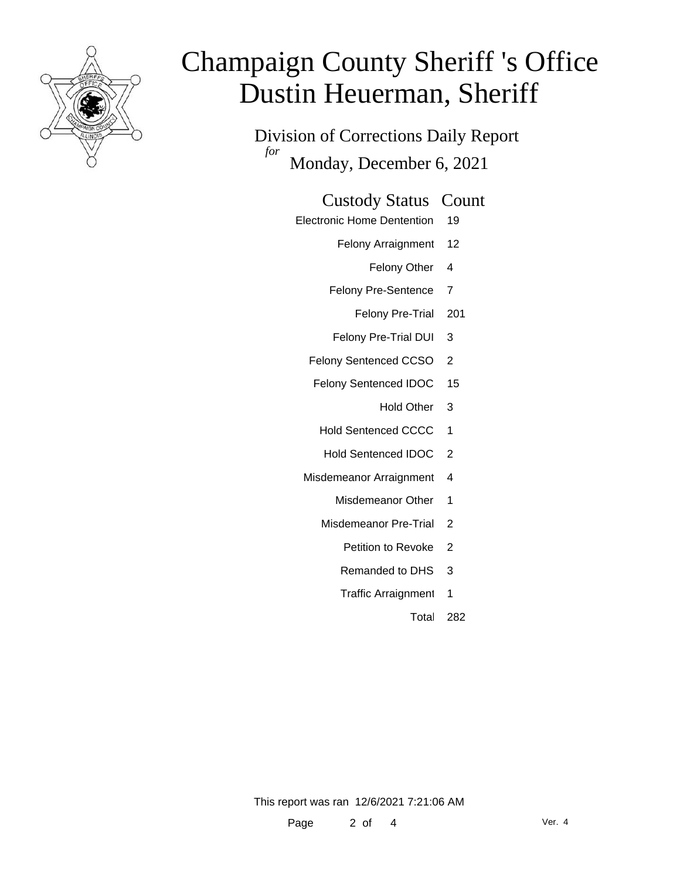# Champaign County Sheriff 's Office
# Dustin Heuerman, Sheriff

Division of Corrections Daily Report

*for*

Monday, December 6, 2021

| Custody Status | Count |
|---|---|
| Electronic Home Dentention | 19 |
| Felony Arraignment | 12 |
| Felony Other | 4 |
| Felony Pre-Sentence | 7 |
| Felony Pre-Trial | 201 |
| Felony Pre-Trial DUI | 3 |
| Felony Sentenced CCSO | 2 |
| Felony Sentenced IDOC | 15 |
| Hold Other | 3 |
| Hold Sentenced CCCC | 1 |
| Hold Sentenced IDOC | 2 |
| Misdemeanor Arraignment | 4 |
| Misdemeanor Other | 1 |
| Misdemeanor Pre-Trial | 2 |
| Petition to Revoke | 2 |
| Remanded to DHS | 3 |
| Traffic Arraignment | 1 |
| Total | 282 |

This report was ran 12/6/2021 7:21:06 AM

Ver. 4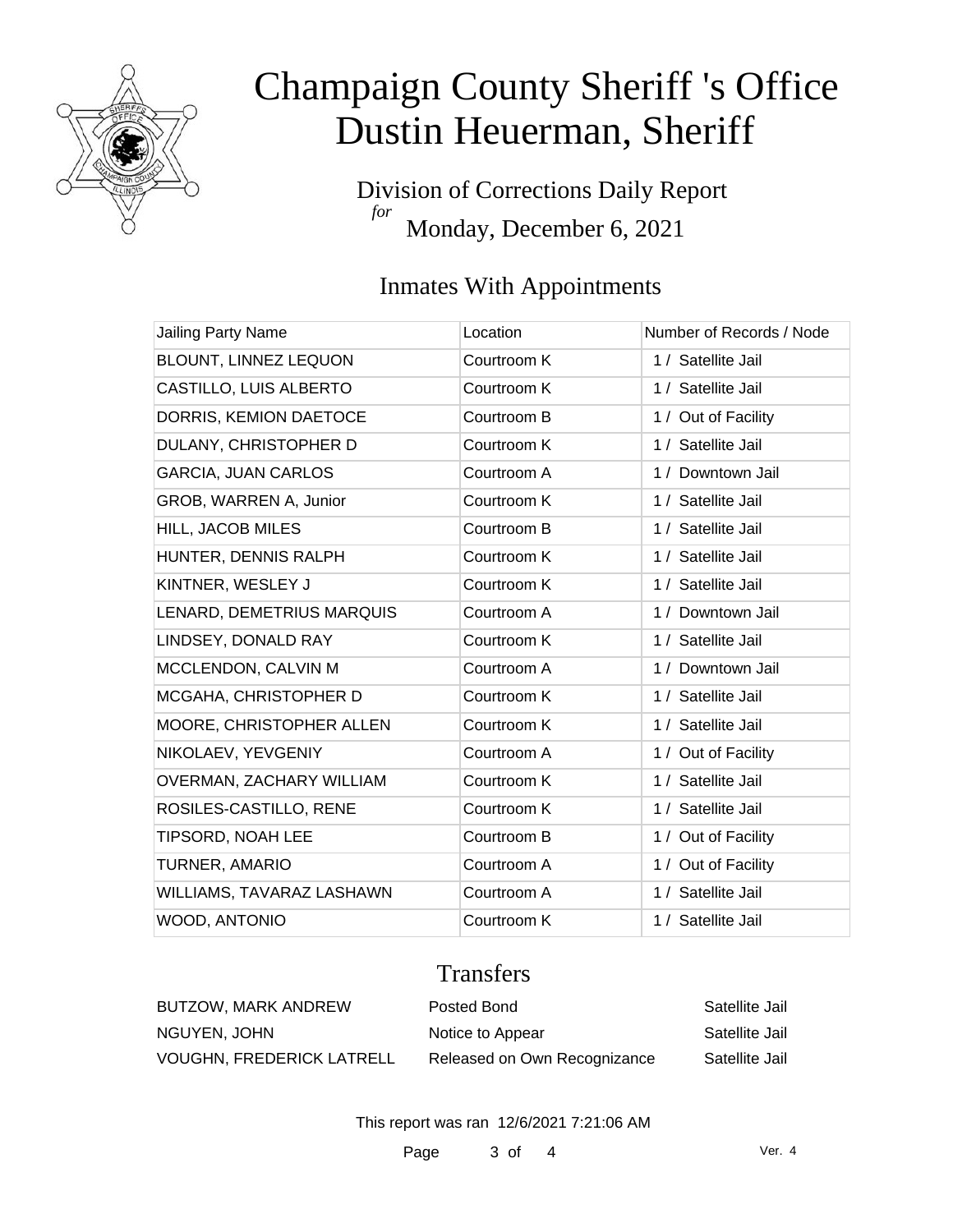# Champaign County Sheriff 's Office
# Dustin Heuerman, Sheriff

Division of Corrections Daily Report
*for*
Monday, December 6, 2021

## Inmates With Appointments

| Jailing Party Name | Location | Number of Records / Node |
|---|---|---|
| BLOUNT, LINNEZ LEQUON | Courtroom K | 1 / Satellite Jail |
| CASTILLO, LUIS ALBERTO | Courtroom K | 1 / Satellite Jail |
| DORRIS, KEMION DAETOCE | Courtroom B | 1 / Out of Facility |
| DULANY, CHRISTOPHER D | Courtroom K | 1 / Satellite Jail |
| GARCIA, JUAN CARLOS | Courtroom A | 1 / Downtown Jail |
| GROB, WARREN A, Junior | Courtroom K | 1 / Satellite Jail |
| HILL, JACOB MILES | Courtroom B | 1 / Satellite Jail |
| HUNTER, DENNIS RALPH | Courtroom K | 1 / Satellite Jail |
| KINTNER, WESLEY J | Courtroom K | 1 / Satellite Jail |
| LENARD, DEMETRIUS MARQUIS | Courtroom A | 1 / Downtown Jail |
| LINDSEY, DONALD RAY | Courtroom K | 1 / Satellite Jail |
| MCCLENDON, CALVIN M | Courtroom A | 1 / Downtown Jail |
| MCGAHA, CHRISTOPHER D | Courtroom K | 1 / Satellite Jail |
| MOORE, CHRISTOPHER ALLEN | Courtroom K | 1 / Satellite Jail |
| NIKOLAEV, YEVGENIY | Courtroom A | 1 / Out of Facility |
| OVERMAN, ZACHARY WILLIAM | Courtroom K | 1 / Satellite Jail |
| ROSILES-CASTILLO, RENE | Courtroom K | 1 / Satellite Jail |
| TIPSORD, NOAH LEE | Courtroom B | 1 / Out of Facility |
| TURNER, AMARIO | Courtroom A | 1 / Out of Facility |
| WILLIAMS, TAVARAZ LASHAWN | Courtroom A | 1 / Satellite Jail |
| WOOD, ANTONIO | Courtroom K | 1 / Satellite Jail |

## Transfers

| | | |
|---|---|---|
| BUTZOW, MARK ANDREW | Posted Bond | Satellite Jail |
| NGUYEN, JOHN | Notice to Appear | Satellite Jail |
| VOUGHN, FREDERICK LATRELL | Released on Own Recognizance | Satellite Jail |

This report was ran 12/6/2021 7:21:06 AM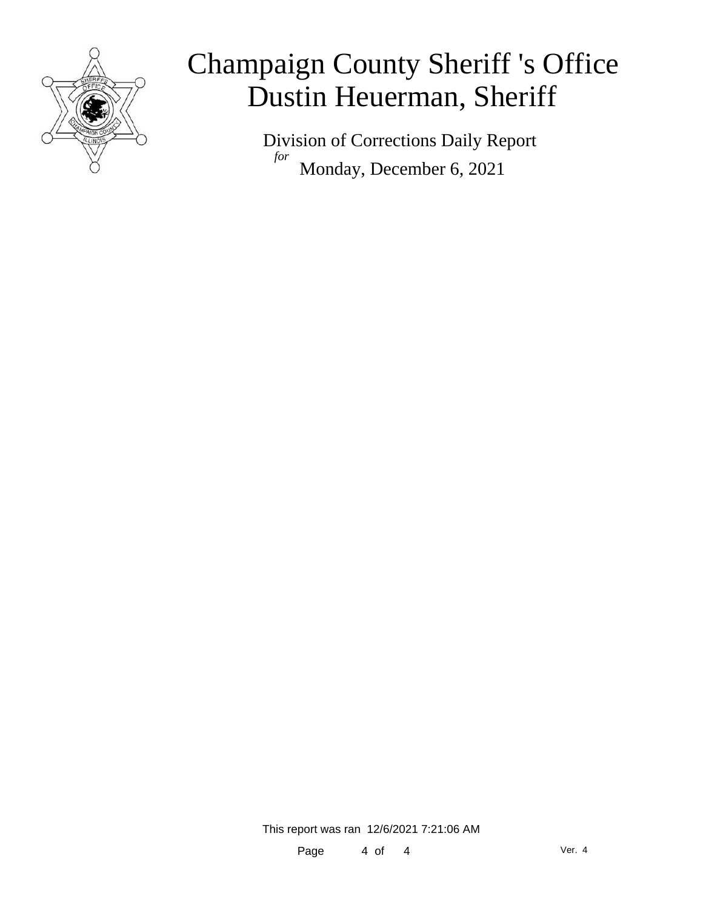# Champaign County Sheriff 's Office
# Dustin Heuerman, Sheriff

Division of Corrections Daily Report

*for*

Monday, December 6, 2021

This report was ran 12/6/2021 7:21:06 AM

Ver. 4